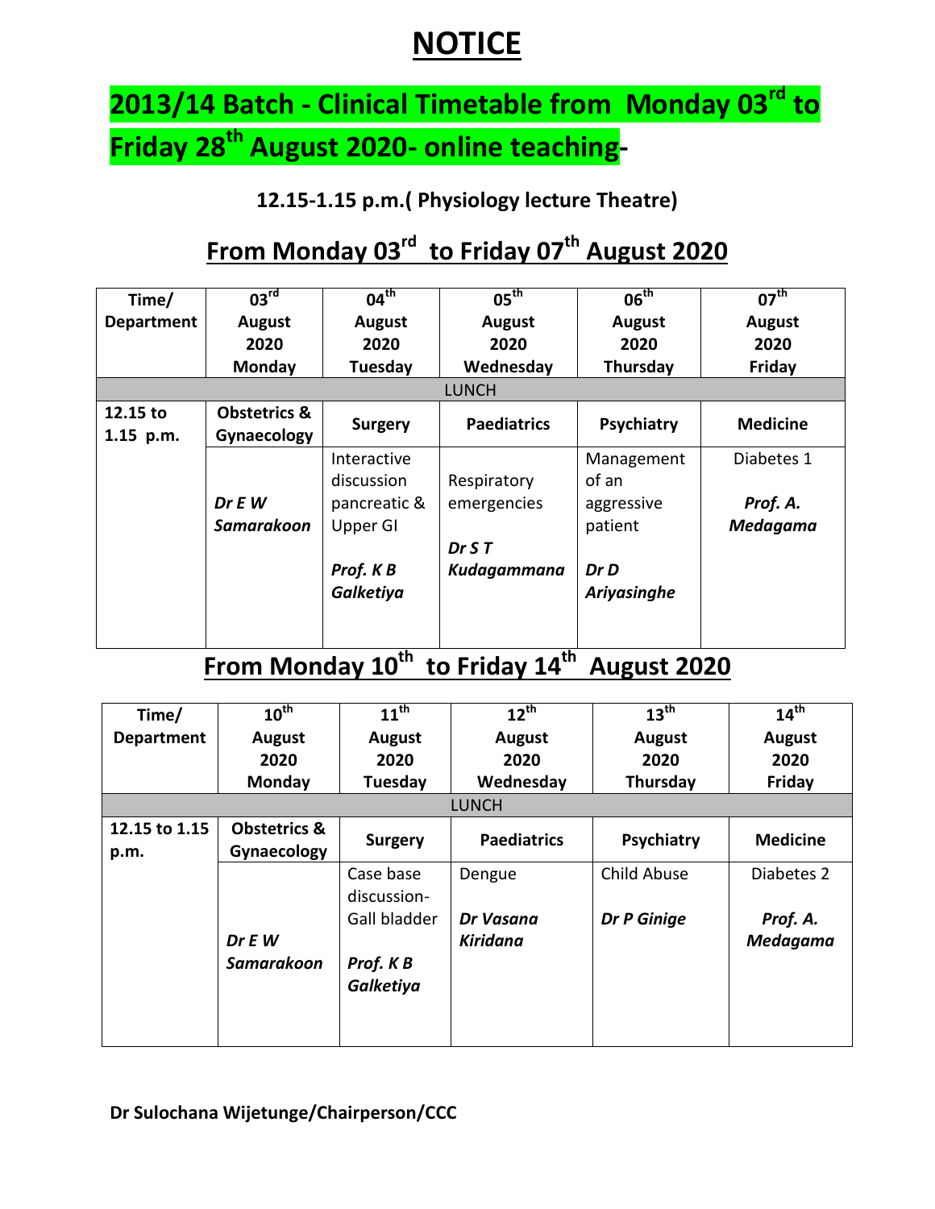# NOTICE

## 2013/14 Batch - Clinical Timetable from Monday 03rd to Friday 28th August 2020- online teaching-

**12.15-1.15 p.m.( Physiology lecture Theatre)**

## From Monday 03rd to Friday 07th August 2020

| Time/ Department | 03rd August 2020 Monday | 04th August 2020 Tuesday | 05th August 2020 Wednesday | 06th August 2020 Thursday | 07th August 2020 Friday |
|---|---|---|---|---|---|
| LUNCH | | | | | |
| 12.15 to 1.15 p.m. | **Obstetrics & Gynaecology** | **Surgery** | **Paediatrics** | **Psychiatry** | **Medicine** |
| | ***Dr E W Samarakoon*** | Interactive discussion pancreatic & Upper GI ***Prof. K B Galketiya*** | Respiratory emergencies ***Dr S T Kudagammana*** | Management of an aggressive patient ***Dr D Ariyasinghe*** | Diabetes 1 ***Prof. A. Medagama*** |

## From Monday 10th to Friday 14th August 2020

| Time/ Department | 10th August 2020 Monday | 11th August 2020 Tuesday | 12th August 2020 Wednesday | 13th August 2020 Thursday | 14th August 2020 Friday |
|---|---|---|---|---|---|
| LUNCH | | | | | |
| 12.15 to 1.15 p.m. | **Obstetrics & Gynaecology** | **Surgery** | **Paediatrics** | **Psychiatry** | **Medicine** |
| | ***Dr E W Samarakoon*** | Case base discussion- Gall bladder ***Prof. K B Galketiya*** | Dengue ***Dr Vasana Kiridana*** | Child Abuse ***Dr P Ginige*** | Diabetes 2 ***Prof. A. Medagama*** |

**Dr Sulochana Wijetunge/Chairperson/CCC**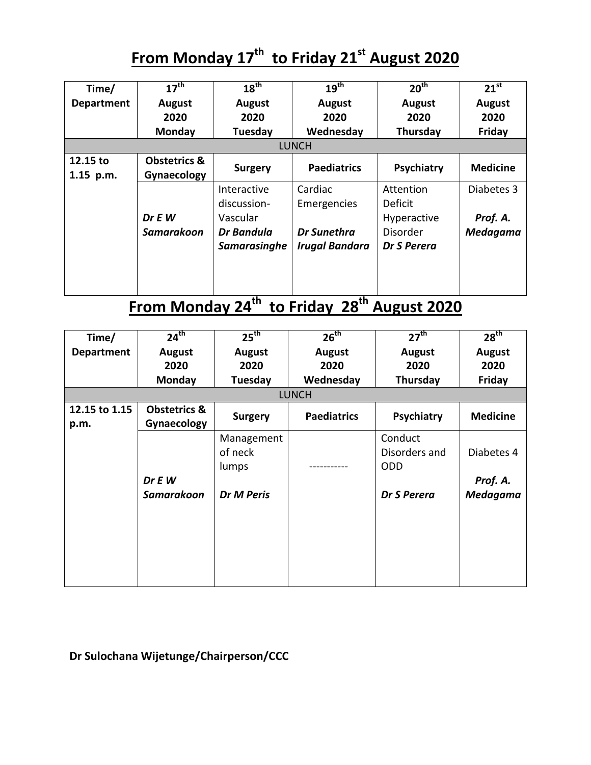## From Monday 17th to Friday 21st August 2020

| Time/ Department | 17th August 2020 Monday | 18th August 2020 Tuesday | 19th August 2020 Wednesday | 20th August 2020 Thursday | 21st August 2020 Friday |
|---|---|---|---|---|---|
| LUNCH | | | | | |
| 12.15 to 1.15 p.m. | **Obstetrics & Gynaecology** | **Surgery** | **Paediatrics** | **Psychiatry** | **Medicine** |
| | ***Dr E W Samarakoon*** | Interactive discussion- Vascular ***Dr Bandula Samarasinghe*** | Cardiac Emergencies ***Dr Sunethra Irugal Bandara*** | Attention Deficit Hyperactive Disorder ***Dr S Perera*** | Diabetes 3 ***Prof. A. Medagama*** |

## From Monday 24th to Friday 28th August 2020

| Time/ Department | 24th August 2020 Monday | 25th August 2020 Tuesday | 26th August 2020 Wednesday | 27th August 2020 Thursday | 28th August 2020 Friday |
|---|---|---|---|---|---|
| LUNCH | | | | | |
| 12.15 to 1.15 p.m. | **Obstetrics & Gynaecology** | **Surgery** | **Paediatrics** | **Psychiatry** | **Medicine** |
| | ***Dr E W Samarakoon*** | Management of neck lumps ***Dr M Peris*** | ----------- | Conduct Disorders and ODD ***Dr S Perera*** | Diabetes 4 ***Prof. A. Medagama*** |

**Dr Sulochana Wijetunge/Chairperson/CCC**